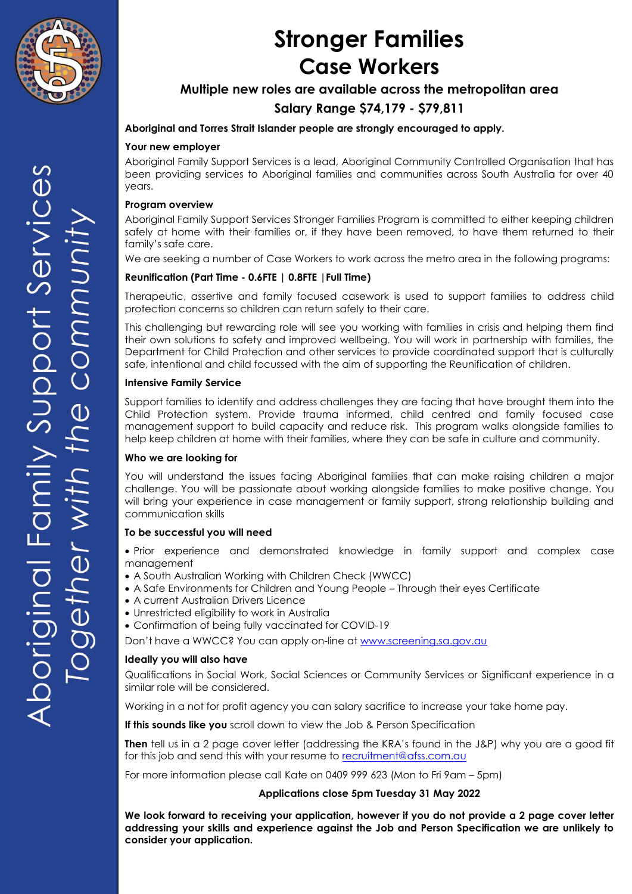Aboriginal Family Support Services
*Together with the community*

# Stronger Families Case Workers

### Multiple new roles are available across the metropolitan area

### Salary Range $74,179 - $79,811

**Aboriginal and Torres Strait Islander people are strongly encouraged to apply.**

**Your new employer**

Aboriginal Family Support Services is a lead, Aboriginal Community Controlled Organisation that has been providing services to Aboriginal families and communities across South Australia for over 40 years.

**Program overview**

Aboriginal Family Support Services Stronger Families Program is committed to either keeping children safely at home with their families or, if they have been removed, to have them returned to their family's safe care.

We are seeking a number of Case Workers to work across the metro area in the following programs:

**Reunification (Part Time - 0.6FTE | 0.8FTE |Full Time)**

Therapeutic, assertive and family focused casework is used to support families to address child protection concerns so children can return safely to their care.

This challenging but rewarding role will see you working with families in crisis and helping them find their own solutions to safety and improved wellbeing. You will work in partnership with families, the Department for Child Protection and other services to provide coordinated support that is culturally safe, intentional and child focussed with the aim of supporting the Reunification of children.

**Intensive Family Service**

Support families to identify and address challenges they are facing that have brought them into the Child Protection system. Provide trauma informed, child centred and family focused case management support to build capacity and reduce risk. This program walks alongside families to help keep children at home with their families, where they can be safe in culture and community.

**Who we are looking for**

You will understand the issues facing Aboriginal families that can make raising children a major challenge. You will be passionate about working alongside families to make positive change. You will bring your experience in case management or family support, strong relationship building and communication skills

**To be successful you will need**

- Prior experience and demonstrated knowledge in family support and complex case management
- A South Australian Working with Children Check (WWCC)
- A Safe Environments for Children and Young People – Through their eyes Certificate
- A current Australian Drivers Licence
- Unrestricted eligibility to work in Australia
- Confirmation of being fully vaccinated for COVID-19

Don't have a WWCC? You can apply on-line at www.screening.sa.gov.au

**Ideally you will also have**

Qualifications in Social Work, Social Sciences or Community Services or Significant experience in a similar role will be considered.

Working in a not for profit agency you can salary sacrifice to increase your take home pay.

**If this sounds like you** scroll down to view the Job & Person Specification

**Then** tell us in a 2 page cover letter (addressing the KRA's found in the J&P) why you are a good fit for this job and send this with your resume to recruitment@afss.com.au

For more information please call Kate on 0409 999 623 (Mon to Fri 9am – 5pm)

**Applications close 5pm Tuesday 31 May 2022**

**We look forward to receiving your application, however if you do not provide a 2 page cover letter addressing your skills and experience against the Job and Person Specification we are unlikely to consider your application.**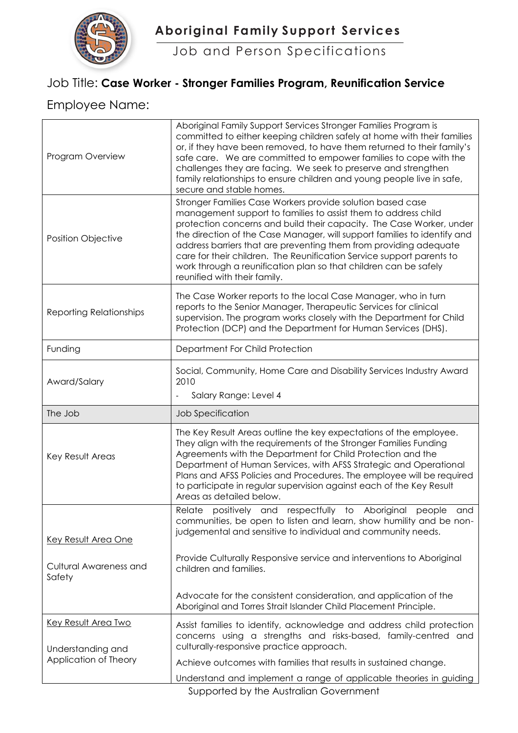# Aboriginal Family Support Services

## Job and Person Specifications

### Job Title: **Case Worker - Stronger Families Program, Reunification Service**

### Employee Name:

| | |
|---|---|
| Program Overview | Aboriginal Family Support Services Stronger Families Program is committed to either keeping children safely at home with their families or, if they have been removed, to have them returned to their family's safe care. We are committed to empower families to cope with the challenges they are facing. We seek to preserve and strengthen family relationships to ensure children and young people live in safe, secure and stable homes. |
| Position Objective | Stronger Families Case Workers provide solution based case management support to families to assist them to address child protection concerns and build their capacity. The Case Worker, under the direction of the Case Manager, will support families to identify and address barriers that are preventing them from providing adequate care for their children. The Reunification Service support parents to work through a reunification plan so that children can be safely reunified with their family. |
| Reporting Relationships | The Case Worker reports to the local Case Manager, who in turn reports to the Senior Manager, Therapeutic Services for clinical supervision. The program works closely with the Department for Child Protection (DCP) and the Department for Human Services (DHS). |
| Funding | Department For Child Protection |
| Award/Salary | Social, Community, Home Care and Disability Services Industry Award 2010<br>- Salary Range: Level 4 |
| The Job | Job Specification |
| Key Result Areas | The Key Result Areas outline the key expectations of the employee. They align with the requirements of the Stronger Families Funding Agreements with the Department for Child Protection and the Department of Human Services, with AFSS Strategic and Operational Plans and AFSS Policies and Procedures. The employee will be required to participate in regular supervision against each of the Key Result Areas as detailed below. |
| Key Result Area One<br><br>Cultural Awareness and Safety | Relate positively and respectfully to Aboriginal people and communities, be open to listen and learn, show humility and be non-judgemental and sensitive to individual and community needs.<br><br>Provide Culturally Responsive service and interventions to Aboriginal children and families.<br><br>Advocate for the consistent consideration, and application of the Aboriginal and Torres Strait Islander Child Placement Principle. |
| Key Result Area Two<br><br>Understanding and Application of Theory | Assist families to identify, acknowledge and address child protection concerns using a strengths and risks-based, family-centred and culturally-responsive practice approach.<br><br>Achieve outcomes with families that results in sustained change.<br><br>Understand and implement a range of applicable theories in guiding |

Supported by the Australian Government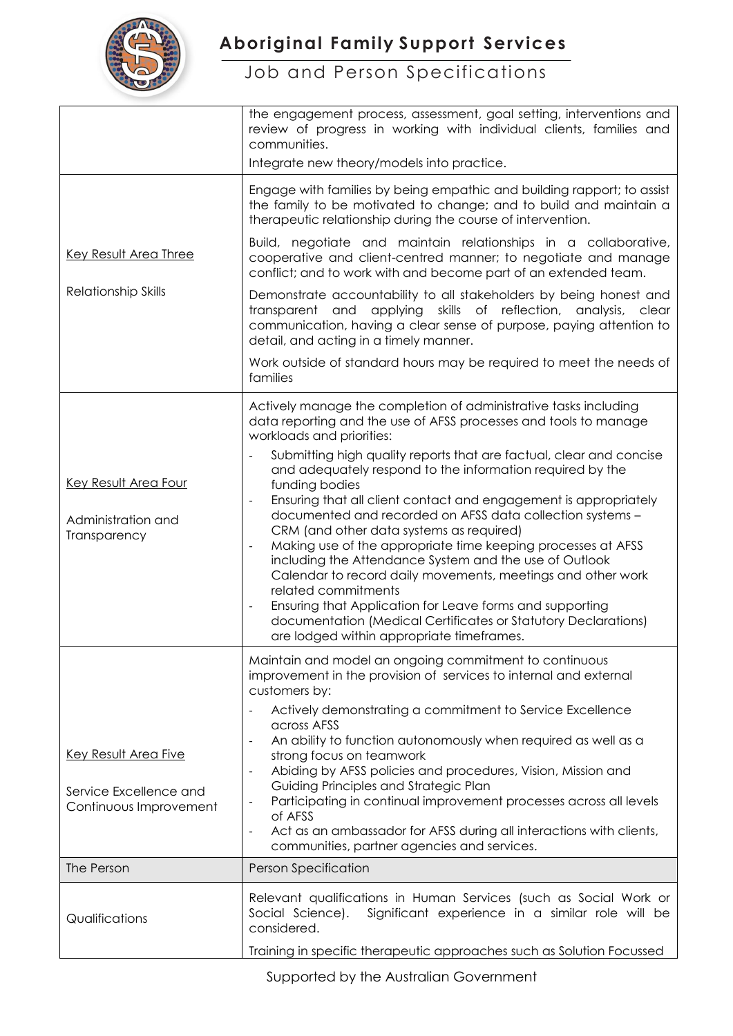| | |
|---|---|
| | the engagement process, assessment, goal setting, interventions and review of progress in working with individual clients, families and communities.<br><br>Integrate new theory/models into practice. |
| Key Result Area Three<br><br>Relationship Skills | Engage with families by being empathic and building rapport; to assist the family to be motivated to change; and to build and maintain a therapeutic relationship during the course of intervention.<br><br>Build, negotiate and maintain relationships in a collaborative, cooperative and client-centred manner; to negotiate and manage conflict; and to work with and become part of an extended team.<br><br>Demonstrate accountability to all stakeholders by being honest and transparent and applying skills of reflection, analysis, clear communication, having a clear sense of purpose, paying attention to detail, and acting in a timely manner.<br><br>Work outside of standard hours may be required to meet the needs of families |
| Key Result Area Four<br><br>Administration and Transparency | Actively manage the completion of administrative tasks including data reporting and the use of AFSS processes and tools to manage workloads and priorities:<br><br>- Submitting high quality reports that are factual, clear and concise and adequately respond to the information required by the funding bodies<br>- Ensuring that all client contact and engagement is appropriately documented and recorded on AFSS data collection systems – CRM (and other data systems as required)<br>- Making use of the appropriate time keeping processes at AFSS including the Attendance System and the use of Outlook Calendar to record daily movements, meetings and other work related commitments<br>- Ensuring that Application for Leave forms and supporting documentation (Medical Certificates or Statutory Declarations) are lodged within appropriate timeframes. |
| Key Result Area Five<br><br>Service Excellence and Continuous Improvement | Maintain and model an ongoing commitment to continuous improvement in the provision of services to internal and external customers by:<br><br>- Actively demonstrating a commitment to Service Excellence across AFSS<br>- An ability to function autonomously when required as well as a strong focus on teamwork<br>- Abiding by AFSS policies and procedures, Vision, Mission and Guiding Principles and Strategic Plan<br>- Participating in continual improvement processes across all levels of AFSS<br>- Act as an ambassador for AFSS during all interactions with clients, communities, partner agencies and services. |
| The Person | Person Specification |
| Qualifications | Relevant qualifications in Human Services (such as Social Work or Social Science). Significant experience in a similar role will be considered.<br><br>Training in specific therapeutic approaches such as Solution Focussed |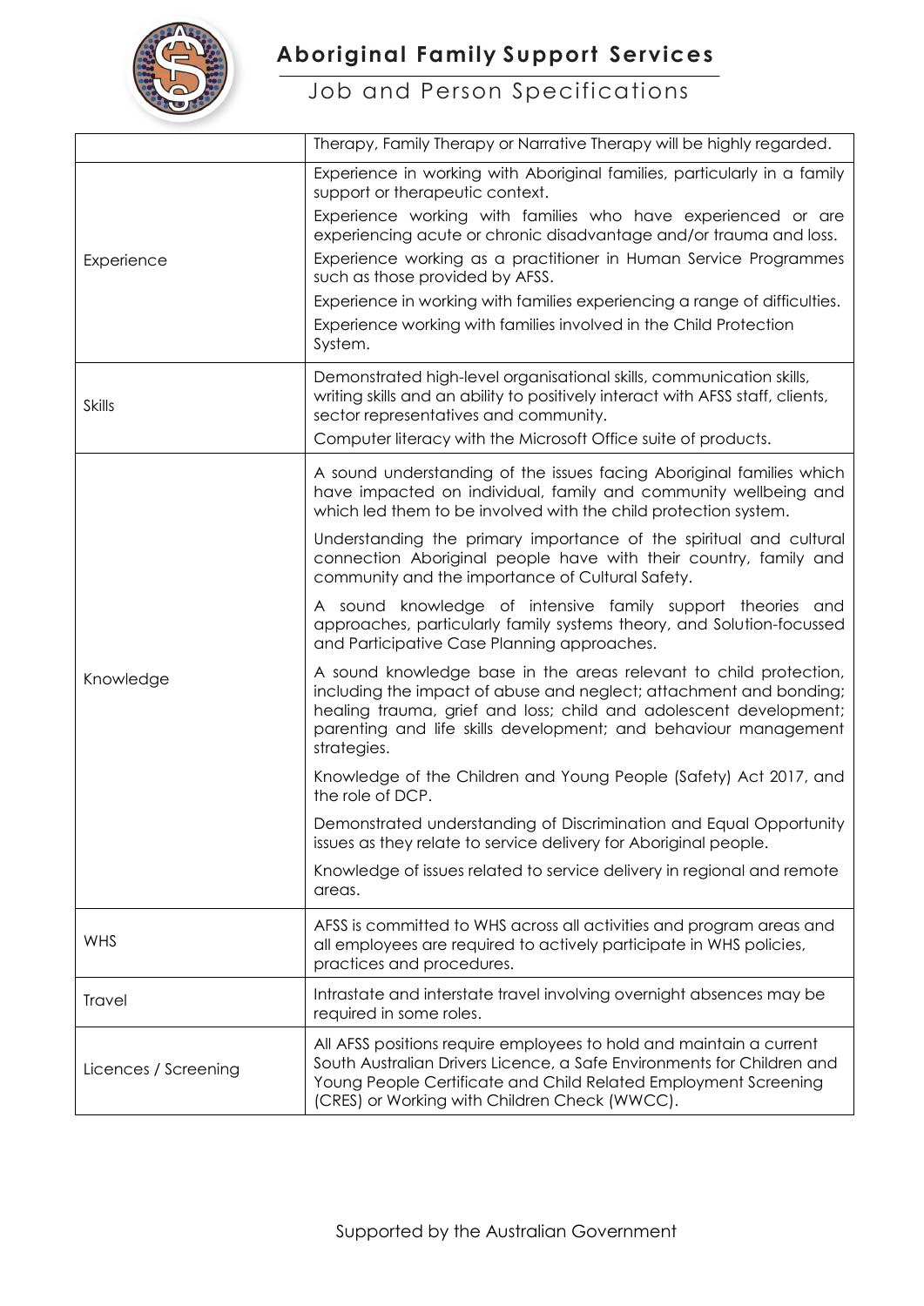|  |  |
|---|---|
|  | Therapy, Family Therapy or Narrative Therapy will be highly regarded. |
| Experience | Experience in working with Aboriginal families, particularly in a family support or therapeutic context.<br>Experience working with families who have experienced or are experiencing acute or chronic disadvantage and/or trauma and loss.<br>Experience working as a practitioner in Human Service Programmes such as those provided by AFSS.<br>Experience in working with families experiencing a range of difficulties.<br>Experience working with families involved in the Child Protection System. |
| Skills | Demonstrated high-level organisational skills, communication skills, writing skills and an ability to positively interact with AFSS staff, clients, sector representatives and community.<br>Computer literacy with the Microsoft Office suite of products. |
| Knowledge | A sound understanding of the issues facing Aboriginal families which have impacted on individual, family and community wellbeing and which led them to be involved with the child protection system.<br>Understanding the primary importance of the spiritual and cultural connection Aboriginal people have with their country, family and community and the importance of Cultural Safety.<br>A sound knowledge of intensive family support theories and approaches, particularly family systems theory, and Solution-focussed and Participative Case Planning approaches.<br>A sound knowledge base in the areas relevant to child protection, including the impact of abuse and neglect; attachment and bonding; healing trauma, grief and loss; child and adolescent development; parenting and life skills development; and behaviour management strategies.<br>Knowledge of the Children and Young People (Safety) Act 2017, and the role of DCP.<br>Demonstrated understanding of Discrimination and Equal Opportunity issues as they relate to service delivery for Aboriginal people.<br>Knowledge of issues related to service delivery in regional and remote areas. |
| WHS | AFSS is committed to WHS across all activities and program areas and all employees are required to actively participate in WHS policies, practices and procedures. |
| Travel | Intrastate and interstate travel involving overnight absences may be required in some roles. |
| Licences / Screening | All AFSS positions require employees to hold and maintain a current South Australian Drivers Licence, a Safe Environments for Children and Young People Certificate and Child Related Employment Screening (CRES) or Working with Children Check (WWCC). |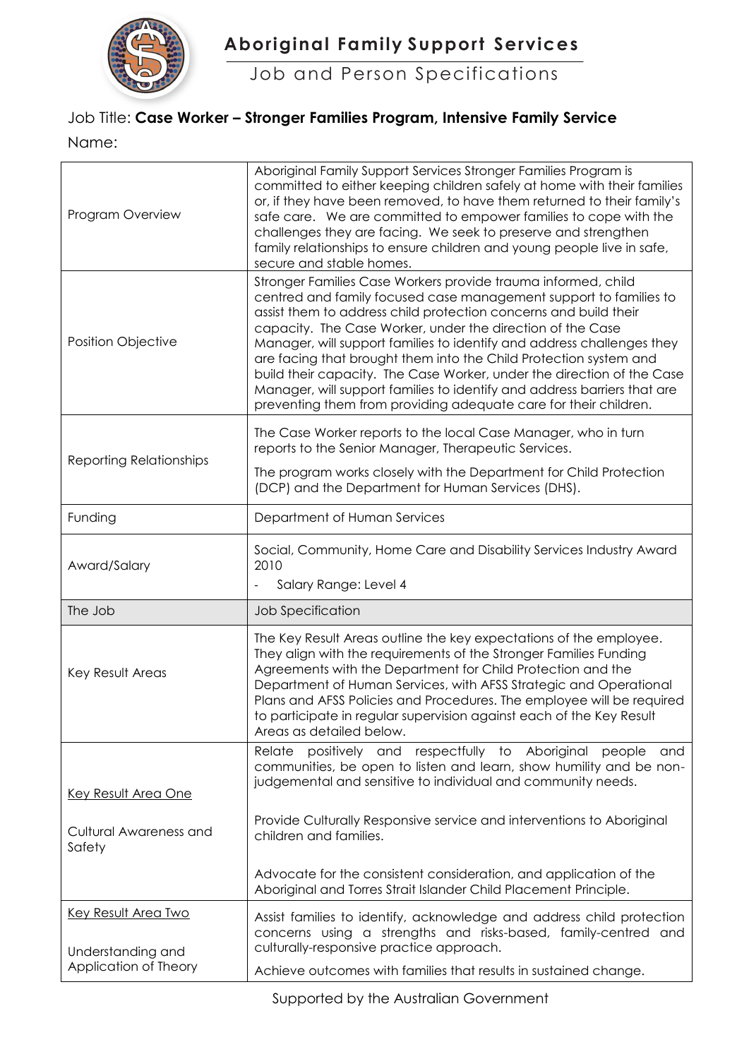# Aboriginal Family Support Services

## Job and Person Specifications

Job Title: **Case Worker – Stronger Families Program, Intensive Family Service**

Name:

| | |
|---|---|
| Program Overview | Aboriginal Family Support Services Stronger Families Program is committed to either keeping children safely at home with their families or, if they have been removed, to have them returned to their family's safe care. We are committed to empower families to cope with the challenges they are facing. We seek to preserve and strengthen family relationships to ensure children and young people live in safe, secure and stable homes. |
| Position Objective | Stronger Families Case Workers provide trauma informed, child centred and family focused case management support to families to assist them to address child protection concerns and build their capacity. The Case Worker, under the direction of the Case Manager, will support families to identify and address challenges they are facing that brought them into the Child Protection system and build their capacity. The Case Worker, under the direction of the Case Manager, will support families to identify and address barriers that are preventing them from providing adequate care for their children. |
| Reporting Relationships | The Case Worker reports to the local Case Manager, who in turn reports to the Senior Manager, Therapeutic Services.<br><br>The program works closely with the Department for Child Protection (DCP) and the Department for Human Services (DHS). |
| Funding | Department of Human Services |
| Award/Salary | Social, Community, Home Care and Disability Services Industry Award 2010<br>- Salary Range: Level 4 |
| The Job | Job Specification |
| Key Result Areas | The Key Result Areas outline the key expectations of the employee. They align with the requirements of the Stronger Families Funding Agreements with the Department for Child Protection and the Department of Human Services, with AFSS Strategic and Operational Plans and AFSS Policies and Procedures. The employee will be required to participate in regular supervision against each of the Key Result Areas as detailed below. |
| Key Result Area One<br><br>Cultural Awareness and Safety | Relate positively and respectfully to Aboriginal people and communities, be open to listen and learn, show humility and be non-judgemental and sensitive to individual and community needs.<br><br>Provide Culturally Responsive service and interventions to Aboriginal children and families.<br><br>Advocate for the consistent consideration, and application of the Aboriginal and Torres Strait Islander Child Placement Principle. |
| Key Result Area Two<br><br>Understanding and Application of Theory | Assist families to identify, acknowledge and address child protection concerns using a strengths and risks-based, family-centred and culturally-responsive practice approach.<br><br>Achieve outcomes with families that results in sustained change. |

Supported by the Australian Government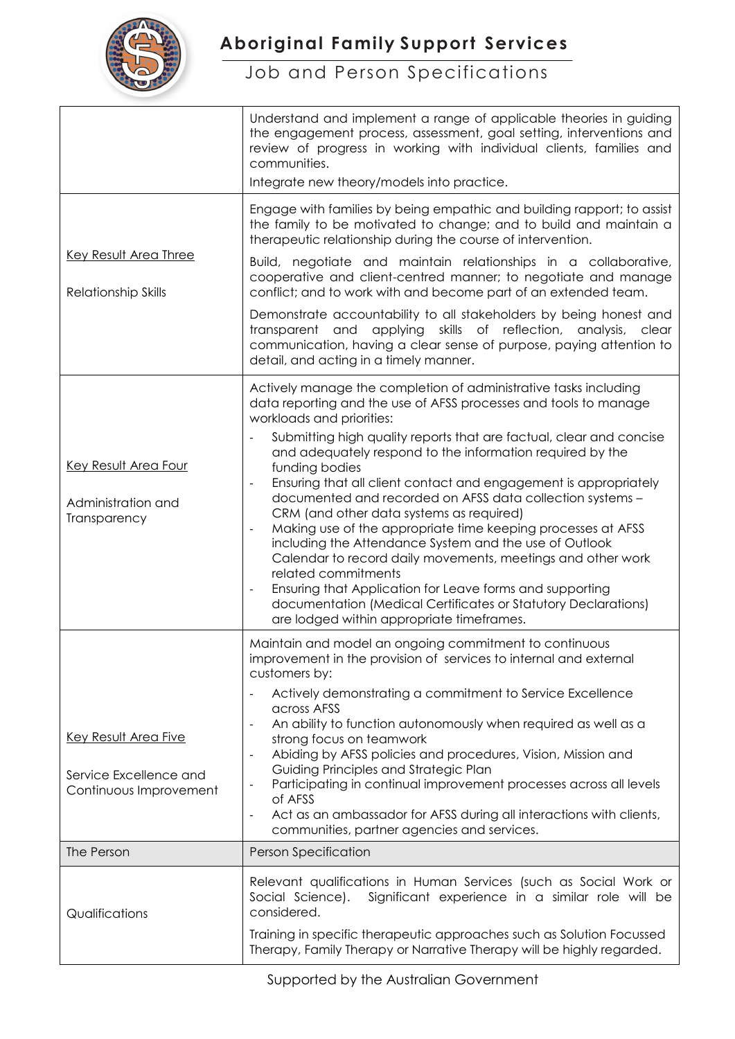| | |
|---|---|
| | Understand and implement a range of applicable theories in guiding the engagement process, assessment, goal setting, interventions and review of progress in working with individual clients, families and communities.<br>Integrate new theory/models into practice. |
| <u>Key Result Area Three</u><br><br>Relationship Skills | Engage with families by being empathic and building rapport; to assist the family to be motivated to change; and to build and maintain a therapeutic relationship during the course of intervention.<br><br>Build, negotiate and maintain relationships in a collaborative, cooperative and client-centred manner; to negotiate and manage conflict; and to work with and become part of an extended team.<br><br>Demonstrate accountability to all stakeholders by being honest and transparent and applying skills of reflection, analysis, clear communication, having a clear sense of purpose, paying attention to detail, and acting in a timely manner. |
| <u>Key Result Area Four</u><br><br>Administration and Transparency | Actively manage the completion of administrative tasks including data reporting and the use of AFSS processes and tools to manage workloads and priorities:<br>- Submitting high quality reports that are factual, clear and concise and adequately respond to the information required by the funding bodies<br>- Ensuring that all client contact and engagement is appropriately documented and recorded on AFSS data collection systems – CRM (and other data systems as required)<br>- Making use of the appropriate time keeping processes at AFSS including the Attendance System and the use of Outlook Calendar to record daily movements, meetings and other work related commitments<br>- Ensuring that Application for Leave forms and supporting documentation (Medical Certificates or Statutory Declarations) are lodged within appropriate timeframes. |
| <u>Key Result Area Five</u><br><br>Service Excellence and Continuous Improvement | Maintain and model an ongoing commitment to continuous improvement in the provision of services to internal and external customers by:<br>- Actively demonstrating a commitment to Service Excellence across AFSS<br>- An ability to function autonomously when required as well as a strong focus on teamwork<br>- Abiding by AFSS policies and procedures, Vision, Mission and Guiding Principles and Strategic Plan<br>- Participating in continual improvement processes across all levels of AFSS<br>- Act as an ambassador for AFSS during all interactions with clients, communities, partner agencies and services. |
| The Person | Person Specification |
| Qualifications | Relevant qualifications in Human Services (such as Social Work or Social Science). Significant experience in a similar role will be considered.<br><br>Training in specific therapeutic approaches such as Solution Focussed Therapy, Family Therapy or Narrative Therapy will be highly regarded. |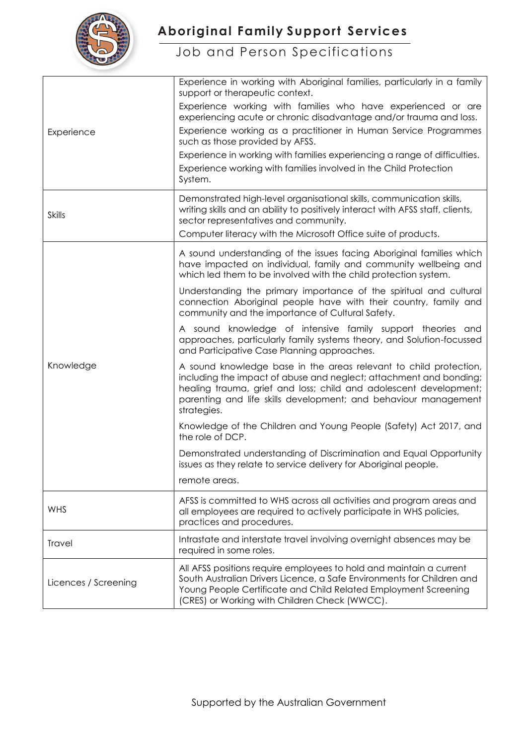# Aboriginal Family Support Services

## Job and Person Specifications

| | |
|---|---|
| Experience | Experience in working with Aboriginal families, particularly in a family support or therapeutic context.<br>Experience working with families who have experienced or are experiencing acute or chronic disadvantage and/or trauma and loss.<br>Experience working as a practitioner in Human Service Programmes such as those provided by AFSS.<br>Experience in working with families experiencing a range of difficulties.<br>Experience working with families involved in the Child Protection System. |
| Skills | Demonstrated high-level organisational skills, communication skills, writing skills and an ability to positively interact with AFSS staff, clients, sector representatives and community.<br>Computer literacy with the Microsoft Office suite of products. |
| Knowledge | A sound understanding of the issues facing Aboriginal families which have impacted on individual, family and community wellbeing and which led them to be involved with the child protection system.<br>Understanding the primary importance of the spiritual and cultural connection Aboriginal people have with their country, family and community and the importance of Cultural Safety.<br>A sound knowledge of intensive family support theories and approaches, particularly family systems theory, and Solution-focussed and Participative Case Planning approaches.<br>A sound knowledge base in the areas relevant to child protection, including the impact of abuse and neglect; attachment and bonding; healing trauma, grief and loss; child and adolescent development; parenting and life skills development; and behaviour management strategies.<br>Knowledge of the Children and Young People (Safety) Act 2017, and the role of DCP.<br>Demonstrated understanding of Discrimination and Equal Opportunity issues as they relate to service delivery for Aboriginal people.<br>remote areas. |
| WHS | AFSS is committed to WHS across all activities and program areas and all employees are required to actively participate in WHS policies, practices and procedures. |
| Travel | Intrastate and interstate travel involving overnight absences may be required in some roles. |
| Licences / Screening | All AFSS positions require employees to hold and maintain a current South Australian Drivers Licence, a Safe Environments for Children and Young People Certificate and Child Related Employment Screening (CRES) or Working with Children Check (WWCC). |

Supported by the Australian Government